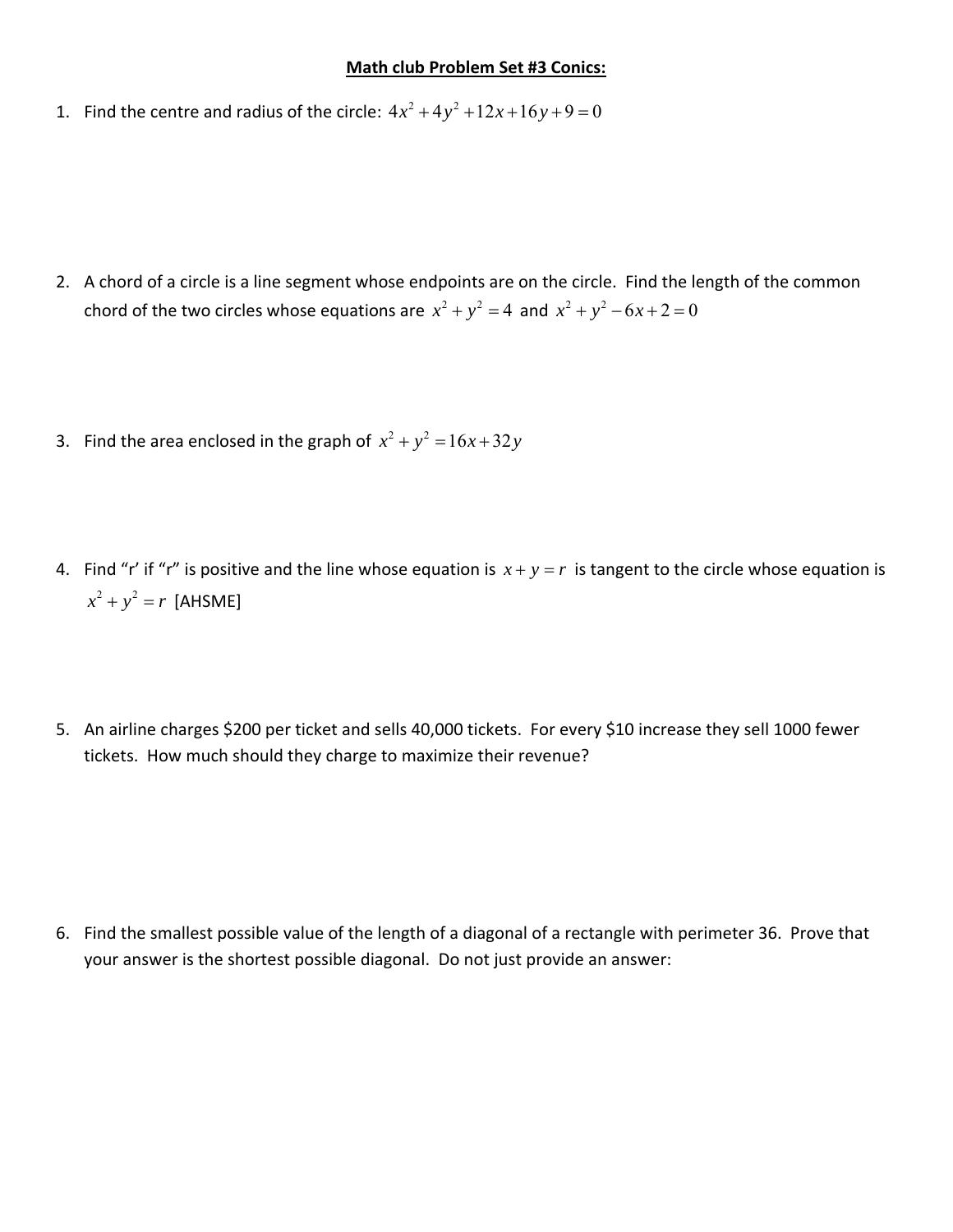# Math club Problem Set #3 Conics:

1. Find the centre and radius of the circle: $4x^2 + 4y^2 + 12x + 16y + 9 = 0$

2. A chord of a circle is a line segment whose endpoints are on the circle. Find the length of the common chord of the two circles whose equations are $x^2 + y^2 = 4$ and $x^2 + y^2 - 6x + 2 = 0$

3. Find the area enclosed in the graph of $x^2 + y^2 = 16x + 32y$

4. Find "r' if "r" is positive and the line whose equation is $x + y = r$ is tangent to the circle whose equation is $x^2 + y^2 = r$ [AHSME]

5. An airline charges $200 per ticket and sells 40,000 tickets. For every $10 increase they sell 1000 fewer tickets. How much should they charge to maximize their revenue?

6. Find the smallest possible value of the length of a diagonal of a rectangle with perimeter 36. Prove that your answer is the shortest possible diagonal. Do not just provide an answer: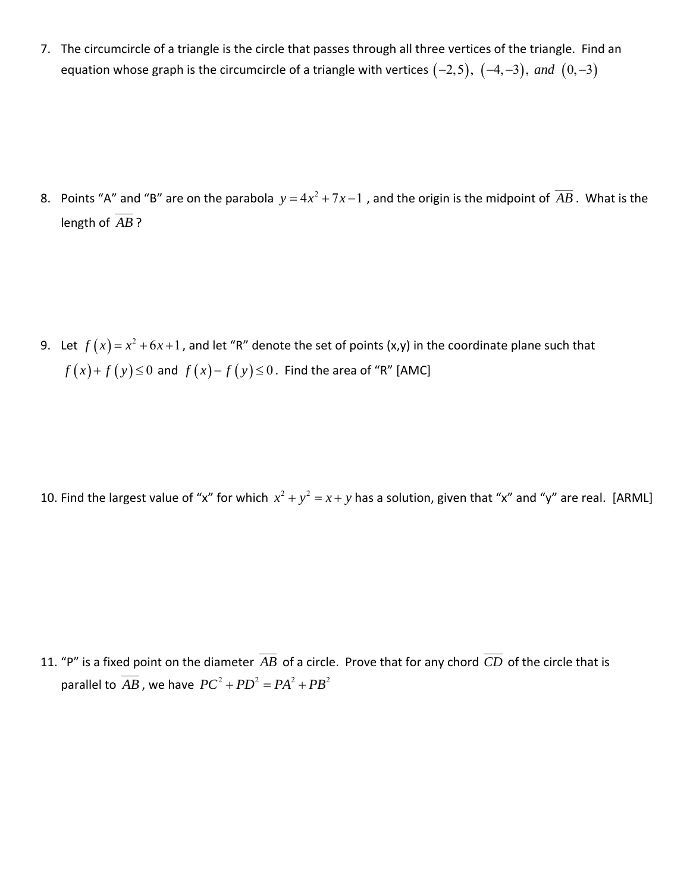7. The circumcircle of a triangle is the circle that passes through all three vertices of the triangle. Find an equation whose graph is the circumcircle of a triangle with vertices $(-2,5),\ (-4,-3),\ and\ (0,-3)$

8. Points "A" and "B" are on the parabola $y = 4x^2 + 7x - 1$, and the origin is the midpoint of $\overline{AB}$. What is the length of $\overline{AB}$?

9. Let $f(x) = x^2 + 6x + 1$, and let "R" denote the set of points (x,y) in the coordinate plane such that $f(x) + f(y) \le 0$ and $f(x) - f(y) \le 0$. Find the area of "R" [AMC]

10. Find the largest value of "x" for which $x^2 + y^2 = x + y$ has a solution, given that "x" and "y" are real. [ARML]

11. "P" is a fixed point on the diameter $\overline{AB}$ of a circle. Prove that for any chord $\overline{CD}$ of the circle that is parallel to $\overline{AB}$, we have $PC^2 + PD^2 = PA^2 + PB^2$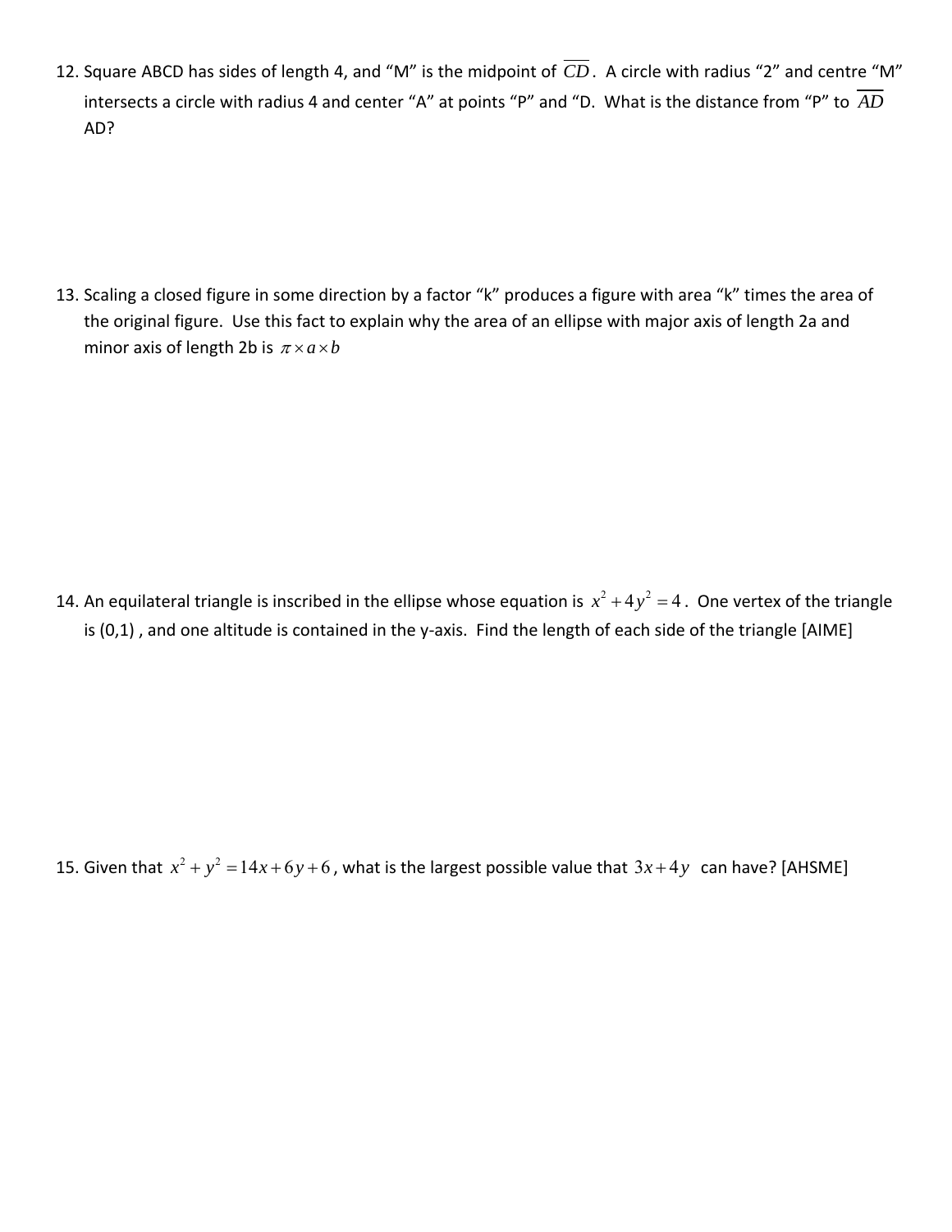12. Square ABCD has sides of length 4, and "M" is the midpoint of $\overline{CD}$. A circle with radius "2" and centre "M" intersects a circle with radius 4 and center "A" at points "P" and "D. What is the distance from "P" to $\overline{AD}$ AD?

13. Scaling a closed figure in some direction by a factor "k" produces a figure with area "k" times the area of the original figure. Use this fact to explain why the area of an ellipse with major axis of length 2a and minor axis of length 2b is $\pi \times a \times b$

14. An equilateral triangle is inscribed in the ellipse whose equation is $x^2 + 4y^2 = 4$. One vertex of the triangle is (0,1) , and one altitude is contained in the y-axis. Find the length of each side of the triangle [AIME]

15. Given that $x^2 + y^2 = 14x + 6y + 6$, what is the largest possible value that $3x + 4y$ can have? [AHSME]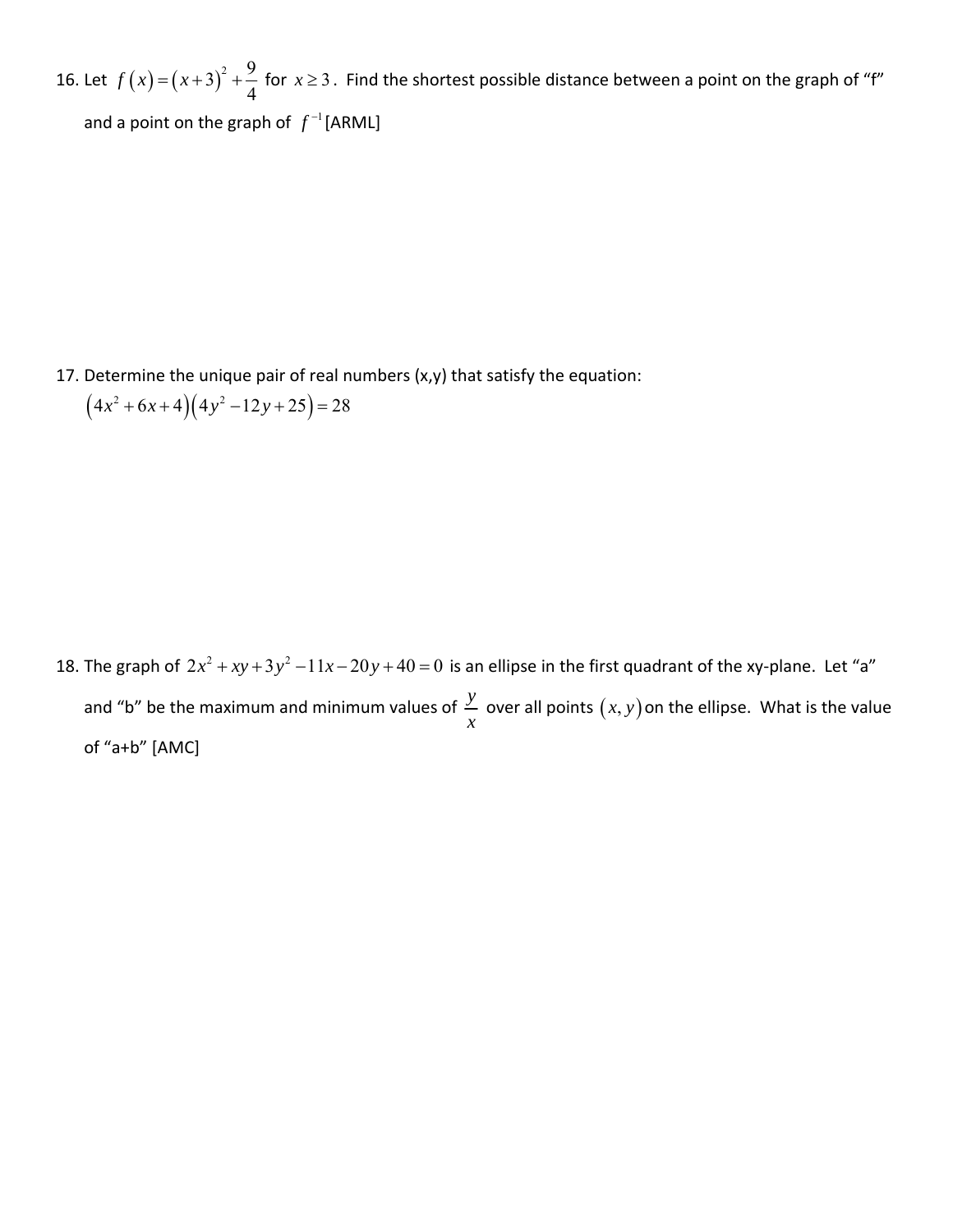16. Let $f(x) = (x+3)^2 + \frac{9}{4}$ for $x \geq 3$. Find the shortest possible distance between a point on the graph of "f" and a point on the graph of $f^{-1}$ [ARML]

17. Determine the unique pair of real numbers (x,y) that satisfy the equation:

$$(4x^2 + 6x + 4)(4y^2 - 12y + 25) = 28$$

18. The graph of $2x^2 + xy + 3y^2 - 11x - 20y + 40 = 0$ is an ellipse in the first quadrant of the xy-plane. Let "a" and "b" be the maximum and minimum values of $\frac{y}{x}$ over all points $(x, y)$ on the ellipse. What is the value of "a+b" [AMC]